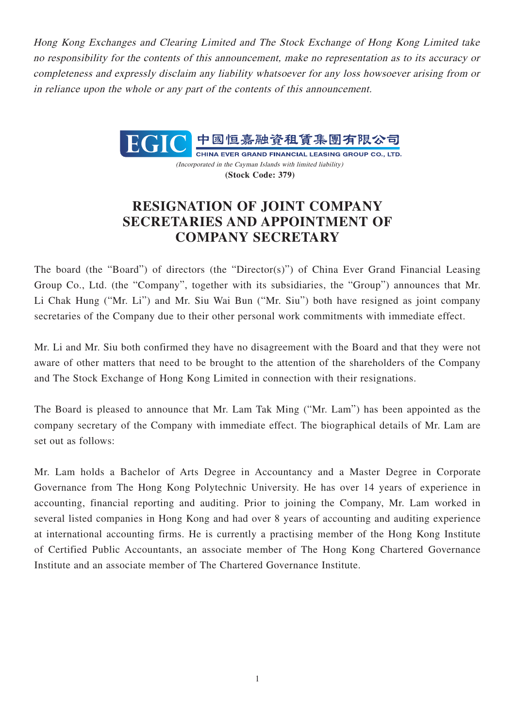*Hong Kong Exchanges and Clearing Limited and The Stock Exchange of Hong Kong Limited take no responsibility for the contents of this announcement, make no representation as to its accuracy or completeness and expressly disclaim any liability whatsoever for any loss howsoever arising from or in reliance upon the whole or any part of the contents of this announcement.*

EGIC 中國恒嘉融資租賃集團有限公司

CHINA EVER GRAND FINANCIAL LEASING GROUP CO., LTD.

*(Incorporated in the Cayman Islands with limited liability)*

**(Stock Code: 379)**

# RESIGNATION OF JOINT COMPANY SECRETARIES AND APPOINTMENT OF COMPANY SECRETARY

The board (the "Board") of directors (the "Director(s)") of China Ever Grand Financial Leasing Group Co., Ltd. (the "Company", together with its subsidiaries, the "Group") announces that Mr. Li Chak Hung ("Mr. Li") and Mr. Siu Wai Bun ("Mr. Siu") both have resigned as joint company secretaries of the Company due to their other personal work commitments with immediate effect.

Mr. Li and Mr. Siu both confirmed they have no disagreement with the Board and that they were not aware of other matters that need to be brought to the attention of the shareholders of the Company and The Stock Exchange of Hong Kong Limited in connection with their resignations.

The Board is pleased to announce that Mr. Lam Tak Ming ("Mr. Lam") has been appointed as the company secretary of the Company with immediate effect. The biographical details of Mr. Lam are set out as follows:

Mr. Lam holds a Bachelor of Arts Degree in Accountancy and a Master Degree in Corporate Governance from The Hong Kong Polytechnic University. He has over 14 years of experience in accounting, financial reporting and auditing. Prior to joining the Company, Mr. Lam worked in several listed companies in Hong Kong and had over 8 years of accounting and auditing experience at international accounting firms. He is currently a practising member of the Hong Kong Institute of Certified Public Accountants, an associate member of The Hong Kong Chartered Governance Institute and an associate member of The Chartered Governance Institute.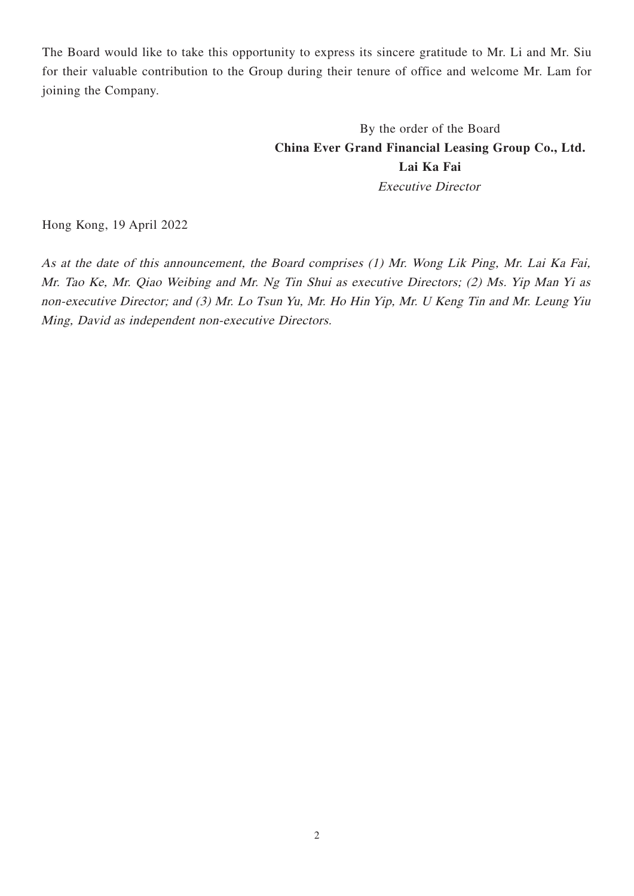The Board would like to take this opportunity to express its sincere gratitude to Mr. Li and Mr. Siu for their valuable contribution to the Group during their tenure of office and welcome Mr. Lam for joining the Company.

By the order of the Board
**China Ever Grand Financial Leasing Group Co., Ltd.**
**Lai Ka Fai**
*Executive Director*

Hong Kong, 19 April 2022

*As at the date of this announcement, the Board comprises (1) Mr. Wong Lik Ping, Mr. Lai Ka Fai, Mr. Tao Ke, Mr. Qiao Weibing and Mr. Ng Tin Shui as executive Directors; (2) Ms. Yip Man Yi as non-executive Director; and (3) Mr. Lo Tsun Yu, Mr. Ho Hin Yip, Mr. U Keng Tin and Mr. Leung Yiu Ming, David as independent non-executive Directors.*